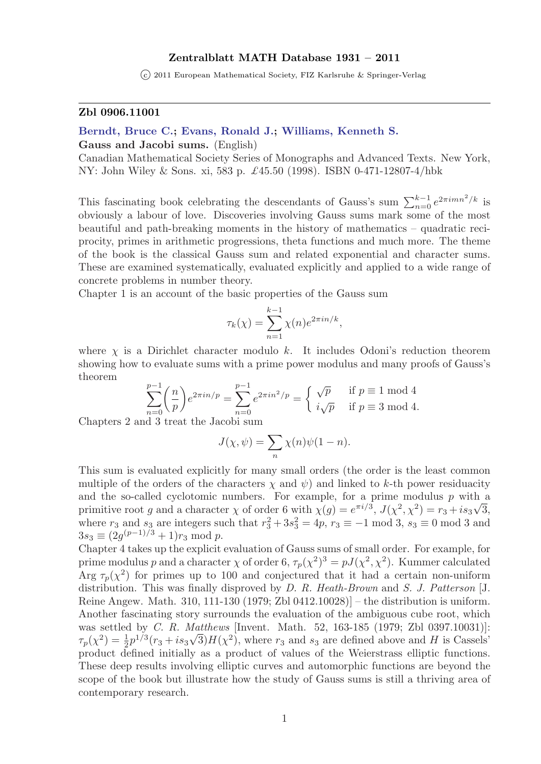**Zentralblatt MATH Database 1931 – 2011**

© 2011 European Mathematical Society, FIZ Karlsruhe & Springer-Verlag

---

**Zbl 0906.11001**

**Berndt, Bruce C.; Evans, Ronald J.; Williams, Kenneth S.**

**Gauss and Jacobi sums.** (English)

Canadian Mathematical Society Series of Monographs and Advanced Texts. New York, NY: John Wiley & Sons. xi, 583 p. £45.50 (1998). ISBN 0-471-12807-4/hbk

This fascinating book celebrating the descendants of Gauss's sum $\sum_{n=0}^{k-1} e^{2\pi imn^2/k}$ is obviously a labour of love. Discoveries involving Gauss sums mark some of the most beautiful and path-breaking moments in the history of mathematics – quadratic reciprocity, primes in arithmetic progressions, theta functions and much more. The theme of the book is the classical Gauss sum and related exponential and character sums. These are examined systematically, evaluated explicitly and applied to a wide range of concrete problems in number theory.

Chapter 1 is an account of the basic properties of the Gauss sum

$$\tau_k(\chi) = \sum_{n=1}^{k-1} \chi(n) e^{2\pi in/k},$$

where $\chi$ is a Dirichlet character modulo $k$. It includes Odoni's reduction theorem showing how to evaluate sums with a prime power modulus and many proofs of Gauss's theorem

$$\sum_{n=0}^{p-1} \left(\frac{n}{p}\right) e^{2\pi in/p} = \sum_{n=0}^{p-1} e^{2\pi in^2/p} = \begin{cases} \sqrt{p} & \text{if } p \equiv 1 \bmod 4 \\ i\sqrt{p} & \text{if } p \equiv 3 \bmod 4. \end{cases}$$

Chapters 2 and 3 treat the Jacobi sum

$$J(\chi, \psi) = \sum_n \chi(n)\psi(1-n).$$

This sum is evaluated explicitly for many small orders (the order is the least common multiple of the orders of the characters $\chi$ and $\psi$) and linked to $k$-th power residuacity and the so-called cyclotomic numbers. For example, for a prime modulus $p$ with a primitive root $g$ and a character $\chi$ of order 6 with $\chi(g) = e^{\pi i/3}$, $J(\chi^2, \chi^2) = r_3 + is_3\sqrt{3}$, where $r_3$ and $s_3$ are integers such that $r_3^2 + 3s_3^2 = 4p$, $r_3 \equiv -1 \bmod 3$, $s_3 \equiv 0 \bmod 3$ and $3s_3 \equiv (2g^{(p-1)/3} + 1)r_3 \bmod p$.

Chapter 4 takes up the explicit evaluation of Gauss sums of small order. For example, for prime modulus $p$ and a character $\chi$ of order 6, $\tau_p(\chi^2)^3 = pJ(\chi^2, \chi^2)$. Kummer calculated Arg $\tau_p(\chi^2)$ for primes up to 100 and conjectured that it had a certain non-uniform distribution. This was finally disproved by *D. R. Heath-Brown* and *S. J. Patterson* [J. Reine Angew. Math. 310, 111-130 (1979; Zbl 0412.10028)] – the distribution is uniform. Another fascinating story surrounds the evaluation of the ambiguous cube root, which was settled by *C. R. Matthews* [Invent. Math. 52, 163-185 (1979; Zbl 0397.10031)]: $\tau_p(\chi^2) = \frac{1}{2}p^{1/3}(r_3 + is_3\sqrt{3})H(\chi^2)$, where $r_3$ and $s_3$ are defined above and $H$ is Cassels' product defined initially as a product of values of the Weierstrass elliptic functions. These deep results involving elliptic curves and automorphic functions are beyond the scope of the book but illustrate how the study of Gauss sums is still a thriving area of contemporary research.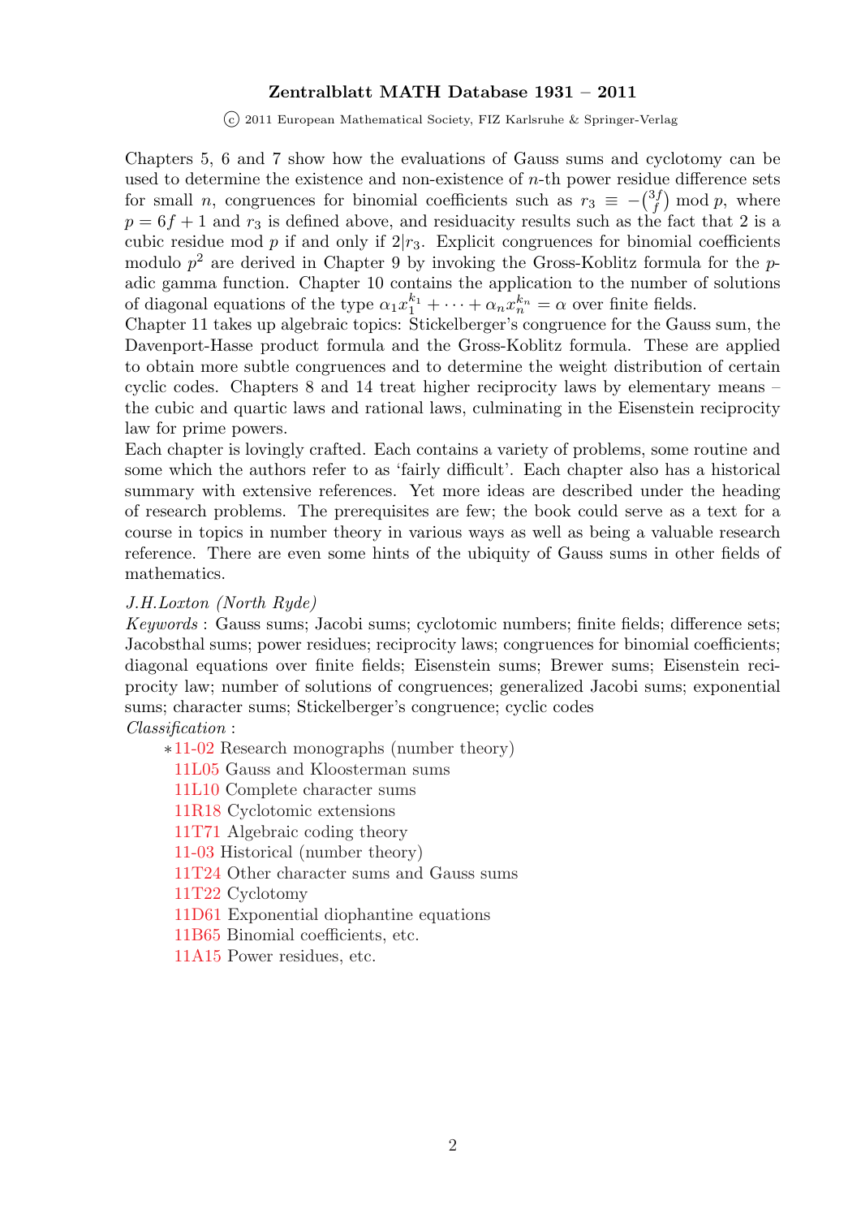Chapters 5, 6 and 7 show how the evaluations of Gauss sums and cyclotomy can be used to determine the existence and non-existence of $n$-th power residue difference sets for small $n$, congruences for binomial coefficients such as $r_3 \equiv -\binom{3f}{f} \bmod p$, where $p = 6f + 1$ and $r_3$ is defined above, and residuacity results such as the fact that 2 is a cubic residue mod $p$ if and only if $2|r_3$. Explicit congruences for binomial coefficients modulo $p^2$ are derived in Chapter 9 by invoking the Gross-Koblitz formula for the $p$-adic gamma function. Chapter 10 contains the application to the number of solutions of diagonal equations of the type $\alpha_1 x_1^{k_1} + \cdots + \alpha_n x_n^{k_n} = \alpha$ over finite fields.
Chapter 11 takes up algebraic topics: Stickelberger's congruence for the Gauss sum, the Davenport-Hasse product formula and the Gross-Koblitz formula. These are applied to obtain more subtle congruences and to determine the weight distribution of certain cyclic codes. Chapters 8 and 14 treat higher reciprocity laws by elementary means – the cubic and quartic laws and rational laws, culminating in the Eisenstein reciprocity law for prime powers.
Each chapter is lovingly crafted. Each contains a variety of problems, some routine and some which the authors refer to as 'fairly difficult'. Each chapter also has a historical summary with extensive references. Yet more ideas are described under the heading of research problems. The prerequisites are few; the book could serve as a text for a course in topics in number theory in various ways as well as being a valuable research reference. There are even some hints of the ubiquity of Gauss sums in other fields of mathematics.

*J.H.Loxton (North Ryde)*
*Keywords* : Gauss sums; Jacobi sums; cyclotomic numbers; finite fields; difference sets; Jacobsthal sums; power residues; reciprocity laws; congruences for binomial coefficients; diagonal equations over finite fields; Eisenstein sums; Brewer sums; Eisenstein reciprocity law; number of solutions of congruences; generalized Jacobi sums; exponential sums; character sums; Stickelberger's congruence; cyclic codes
*Classification* :

- *11-02 Research monographs (number theory)
- 11L05 Gauss and Kloosterman sums
- 11L10 Complete character sums
- 11R18 Cyclotomic extensions
- 11T71 Algebraic coding theory
- 11-03 Historical (number theory)
- 11T24 Other character sums and Gauss sums
- 11T22 Cyclotomy
- 11D61 Exponential diophantine equations
- 11B65 Binomial coefficients, etc.
- 11A15 Power residues, etc.